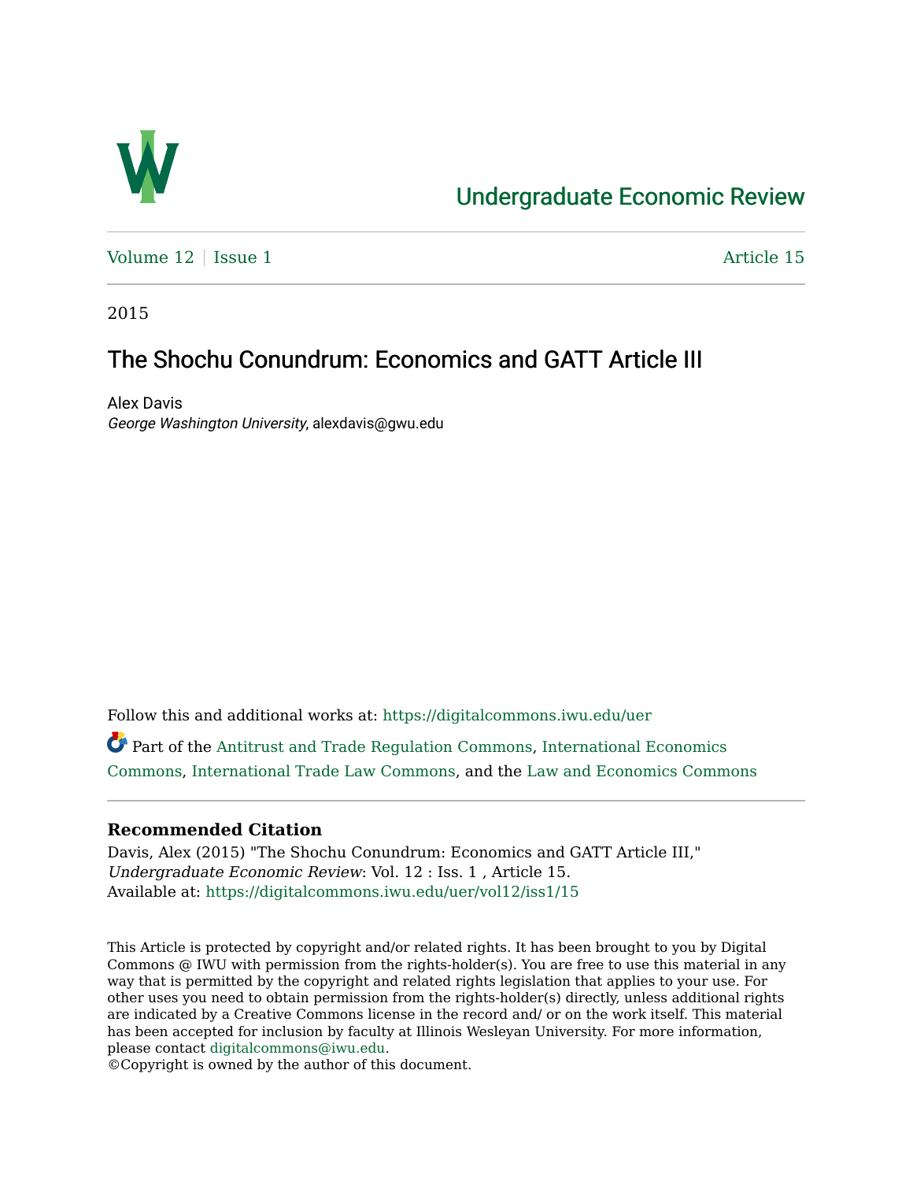# Undergraduate Economic Review

Volume 12 | Issue 1 Article 15

2015

## The Shochu Conundrum: Economics and GATT Article III

Alex Davis
*George Washington University*, alexdavis@gwu.edu

Follow this and additional works at: https://digitalcommons.iwu.edu/uer

Part of the Antitrust and Trade Regulation Commons, International Economics Commons, International Trade Law Commons, and the Law and Economics Commons

### Recommended Citation

Davis, Alex (2015) "The Shochu Conundrum: Economics and GATT Article III," *Undergraduate Economic Review*: Vol. 12 : Iss. 1 , Article 15.
Available at: https://digitalcommons.iwu.edu/uer/vol12/iss1/15

This Article is protected by copyright and/or related rights. It has been brought to you by Digital Commons @ IWU with permission from the rights-holder(s). You are free to use this material in any way that is permitted by the copyright and related rights legislation that applies to your use. For other uses you need to obtain permission from the rights-holder(s) directly, unless additional rights are indicated by a Creative Commons license in the record and/ or on the work itself. This material has been accepted for inclusion by faculty at Illinois Wesleyan University. For more information, please contact digitalcommons@iwu.edu.
©Copyright is owned by the author of this document.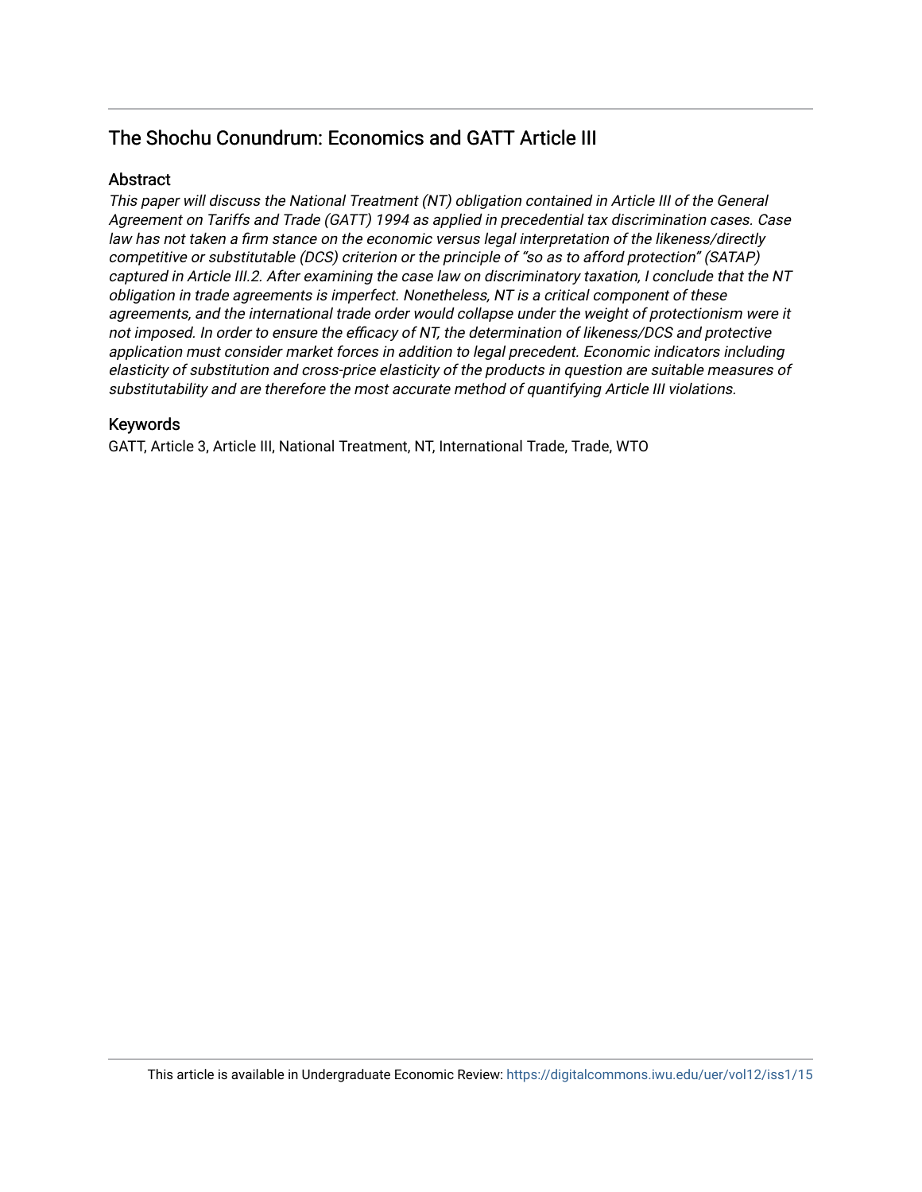## The Shochu Conundrum: Economics and GATT Article III

### Abstract

*This paper will discuss the National Treatment (NT) obligation contained in Article III of the General Agreement on Tariffs and Trade (GATT) 1994 as applied in precedential tax discrimination cases. Case law has not taken a firm stance on the economic versus legal interpretation of the likeness/directly competitive or substitutable (DCS) criterion or the principle of "so as to afford protection" (SATAP) captured in Article III.2. After examining the case law on discriminatory taxation, I conclude that the NT obligation in trade agreements is imperfect. Nonetheless, NT is a critical component of these agreements, and the international trade order would collapse under the weight of protectionism were it not imposed. In order to ensure the efficacy of NT, the determination of likeness/DCS and protective application must consider market forces in addition to legal precedent. Economic indicators including elasticity of substitution and cross-price elasticity of the products in question are suitable measures of substitutability and are therefore the most accurate method of quantifying Article III violations.*

### Keywords

GATT, Article 3, Article III, National Treatment, NT, International Trade, Trade, WTO

This article is available in Undergraduate Economic Review: https://digitalcommons.iwu.edu/uer/vol12/iss1/15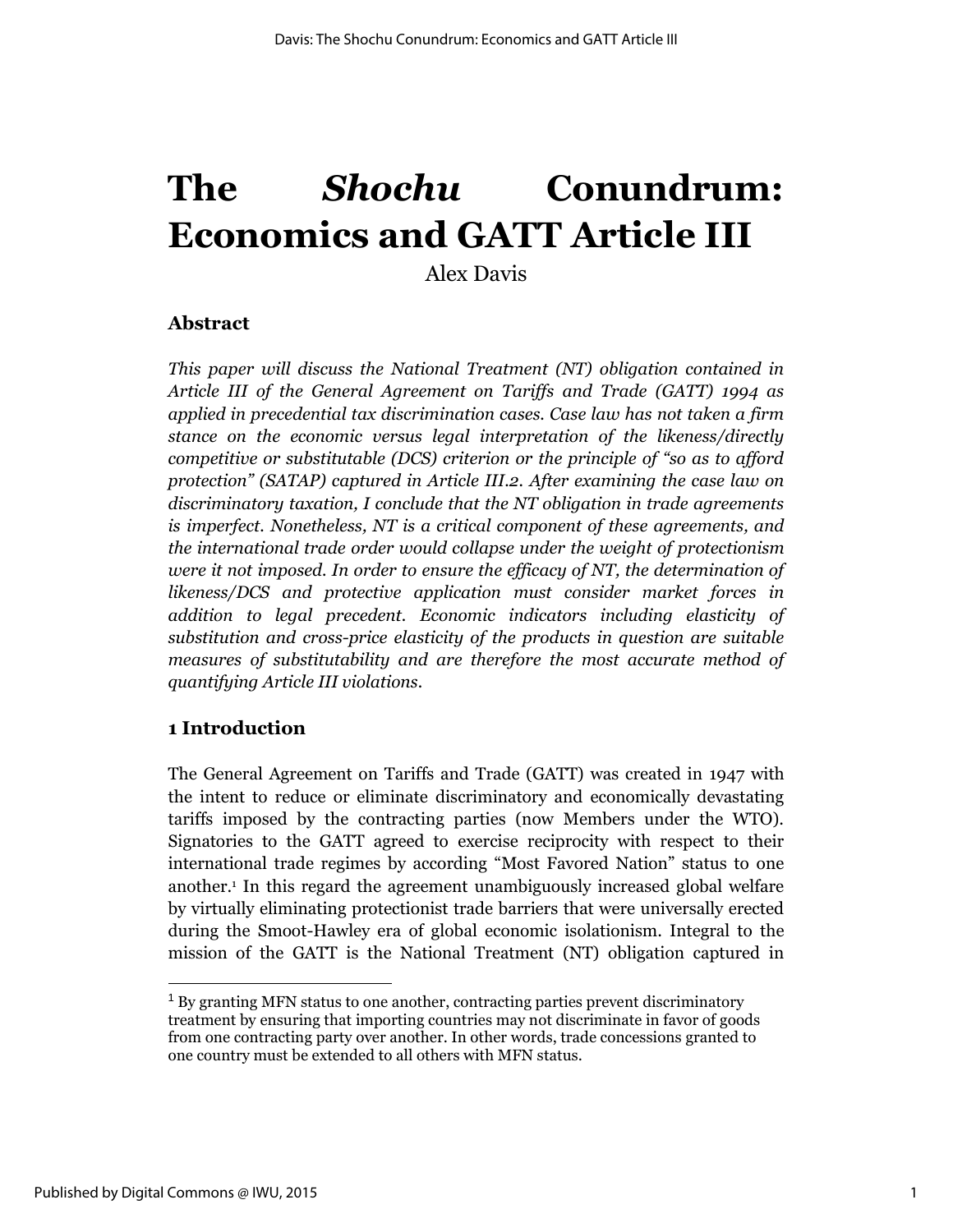# The *Shochu* Conundrum: Economics and GATT Article III

Alex Davis

## Abstract

*This paper will discuss the National Treatment (NT) obligation contained in Article III of the General Agreement on Tariffs and Trade (GATT) 1994 as applied in precedential tax discrimination cases. Case law has not taken a firm stance on the economic versus legal interpretation of the likeness/directly competitive or substitutable (DCS) criterion or the principle of "so as to afford protection" (SATAP) captured in Article III.2. After examining the case law on discriminatory taxation, I conclude that the NT obligation in trade agreements is imperfect. Nonetheless, NT is a critical component of these agreements, and the international trade order would collapse under the weight of protectionism were it not imposed. In order to ensure the efficacy of NT, the determination of likeness/DCS and protective application must consider market forces in addition to legal precedent. Economic indicators including elasticity of substitution and cross-price elasticity of the products in question are suitable measures of substitutability and are therefore the most accurate method of quantifying Article III violations.*

## 1 Introduction

The General Agreement on Tariffs and Trade (GATT) was created in 1947 with the intent to reduce or eliminate discriminatory and economically devastating tariffs imposed by the contracting parties (now Members under the WTO). Signatories to the GATT agreed to exercise reciprocity with respect to their international trade regimes by according "Most Favored Nation" status to one another.[1] In this regard the agreement unambiguously increased global welfare by virtually eliminating protectionist trade barriers that were universally erected during the Smoot-Hawley era of global economic isolationism. Integral to the mission of the GATT is the National Treatment (NT) obligation captured in

[1] By granting MFN status to one another, contracting parties prevent discriminatory treatment by ensuring that importing countries may not discriminate in favor of goods from one contracting party over another. In other words, trade concessions granted to one country must be extended to all others with MFN status.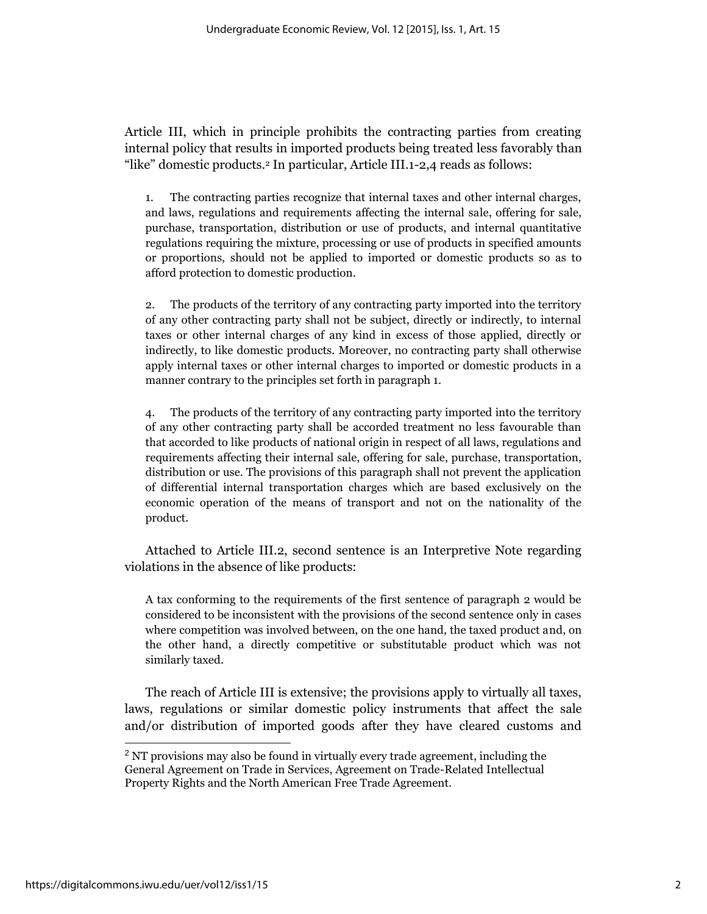Article III, which in principle prohibits the contracting parties from creating internal policy that results in imported products being treated less favorably than "like" domestic products.[2] In particular, Article III.1-2,4 reads as follows:

> 1. The contracting parties recognize that internal taxes and other internal charges, and laws, regulations and requirements affecting the internal sale, offering for sale, purchase, transportation, distribution or use of products, and internal quantitative regulations requiring the mixture, processing or use of products in specified amounts or proportions, should not be applied to imported or domestic products so as to afford protection to domestic production.
>
> 2. The products of the territory of any contracting party imported into the territory of any other contracting party shall not be subject, directly or indirectly, to internal taxes or other internal charges of any kind in excess of those applied, directly or indirectly, to like domestic products. Moreover, no contracting party shall otherwise apply internal taxes or other internal charges to imported or domestic products in a manner contrary to the principles set forth in paragraph 1.
>
> 4. The products of the territory of any contracting party imported into the territory of any other contracting party shall be accorded treatment no less favourable than that accorded to like products of national origin in respect of all laws, regulations and requirements affecting their internal sale, offering for sale, purchase, transportation, distribution or use. The provisions of this paragraph shall not prevent the application of differential internal transportation charges which are based exclusively on the economic operation of the means of transport and not on the nationality of the product.

Attached to Article III.2, second sentence is an Interpretive Note regarding violations in the absence of like products:

> A tax conforming to the requirements of the first sentence of paragraph 2 would be considered to be inconsistent with the provisions of the second sentence only in cases where competition was involved between, on the one hand, the taxed product and, on the other hand, a directly competitive or substitutable product which was not similarly taxed.

The reach of Article III is extensive; the provisions apply to virtually all taxes, laws, regulations or similar domestic policy instruments that affect the sale and/or distribution of imported goods after they have cleared customs and

---

[2] NT provisions may also be found in virtually every trade agreement, including the General Agreement on Trade in Services, Agreement on Trade-Related Intellectual Property Rights and the North American Free Trade Agreement.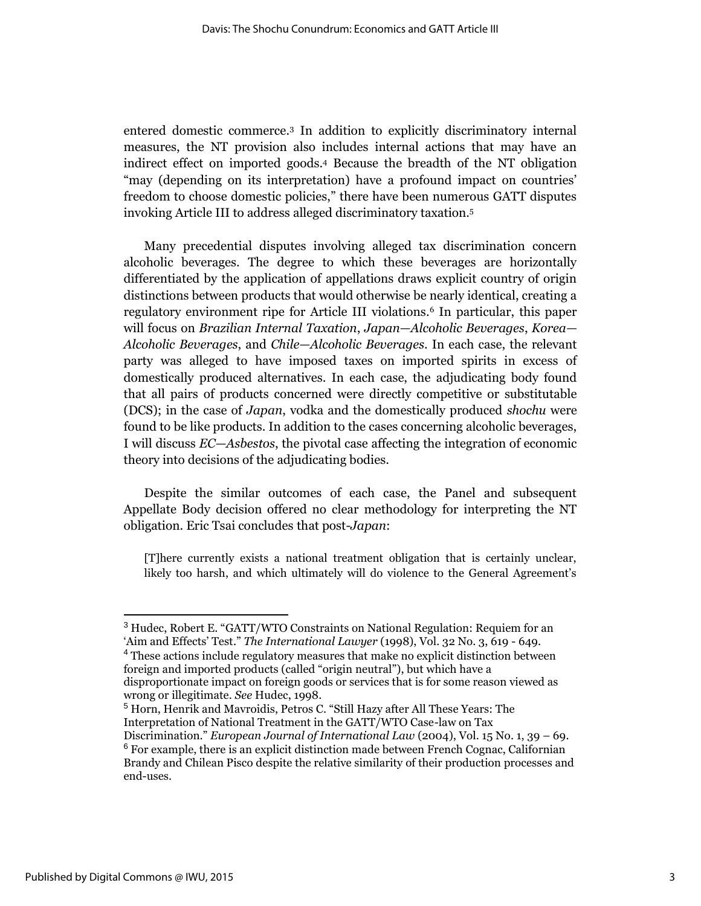entered domestic commerce.[3] In addition to explicitly discriminatory internal measures, the NT provision also includes internal actions that may have an indirect effect on imported goods.[4] Because the breadth of the NT obligation "may (depending on its interpretation) have a profound impact on countries' freedom to choose domestic policies," there have been numerous GATT disputes invoking Article III to address alleged discriminatory taxation.[5]

Many precedential disputes involving alleged tax discrimination concern alcoholic beverages. The degree to which these beverages are horizontally differentiated by the application of appellations draws explicit country of origin distinctions between products that would otherwise be nearly identical, creating a regulatory environment ripe for Article III violations.[6] In particular, this paper will focus on *Brazilian Internal Taxation*, *Japan—Alcoholic Beverages*, *Korea—Alcoholic Beverages*, and *Chile—Alcoholic Beverages*. In each case, the relevant party was alleged to have imposed taxes on imported spirits in excess of domestically produced alternatives. In each case, the adjudicating body found that all pairs of products concerned were directly competitive or substitutable (DCS); in the case of *Japan*, vodka and the domestically produced *shochu* were found to be like products. In addition to the cases concerning alcoholic beverages, I will discuss *EC—Asbestos*, the pivotal case affecting the integration of economic theory into decisions of the adjudicating bodies.

Despite the similar outcomes of each case, the Panel and subsequent Appellate Body decision offered no clear methodology for interpreting the NT obligation. Eric Tsai concludes that post-*Japan*:

> [T]here currently exists a national treatment obligation that is certainly unclear, likely too harsh, and which ultimately will do violence to the General Agreement's

---

[3] Hudec, Robert E. "GATT/WTO Constraints on National Regulation: Requiem for an 'Aim and Effects' Test." *The International Lawyer* (1998), Vol. 32 No. 3, 619 - 649.

[4] These actions include regulatory measures that make no explicit distinction between foreign and imported products (called "origin neutral"), but which have a disproportionate impact on foreign goods or services that is for some reason viewed as wrong or illegitimate. *See* Hudec, 1998.

[5] Horn, Henrik and Mavroidis, Petros C. "Still Hazy after All These Years: The Interpretation of National Treatment in the GATT/WTO Case-law on Tax Discrimination." *European Journal of International Law* (2004), Vol. 15 No. 1, 39 – 69.

[6] For example, there is an explicit distinction made between French Cognac, Californian Brandy and Chilean Pisco despite the relative similarity of their production processes and end-uses.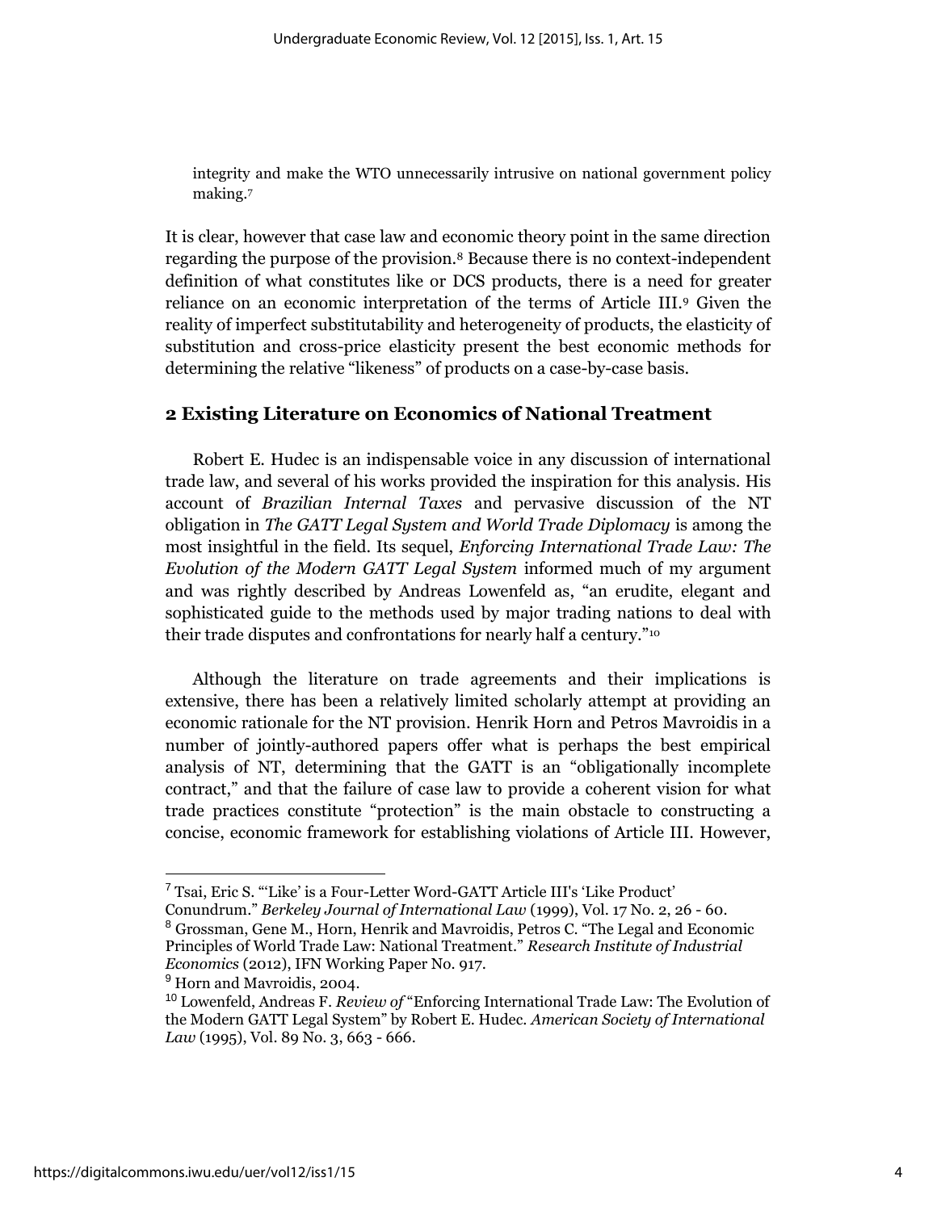integrity and make the WTO unnecessarily intrusive on national government policy making.[7]

It is clear, however that case law and economic theory point in the same direction regarding the purpose of the provision.[8] Because there is no context-independent definition of what constitutes like or DCS products, there is a need for greater reliance on an economic interpretation of the terms of Article III.[9] Given the reality of imperfect substitutability and heterogeneity of products, the elasticity of substitution and cross-price elasticity present the best economic methods for determining the relative "likeness" of products on a case-by-case basis.

## 2 Existing Literature on Economics of National Treatment

Robert E. Hudec is an indispensable voice in any discussion of international trade law, and several of his works provided the inspiration for this analysis. His account of *Brazilian Internal Taxes* and pervasive discussion of the NT obligation in *The GATT Legal System and World Trade Diplomacy* is among the most insightful in the field. Its sequel, *Enforcing International Trade Law: The Evolution of the Modern GATT Legal System* informed much of my argument and was rightly described by Andreas Lowenfeld as, "an erudite, elegant and sophisticated guide to the methods used by major trading nations to deal with their trade disputes and confrontations for nearly half a century."[10]

Although the literature on trade agreements and their implications is extensive, there has been a relatively limited scholarly attempt at providing an economic rationale for the NT provision. Henrik Horn and Petros Mavroidis in a number of jointly-authored papers offer what is perhaps the best empirical analysis of NT, determining that the GATT is an "obligationally incomplete contract," and that the failure of case law to provide a coherent vision for what trade practices constitute "protection" is the main obstacle to constructing a concise, economic framework for establishing violations of Article III. However,

---

[7] Tsai, Eric S. "'Like' is a Four-Letter Word-GATT Article III's 'Like Product' Conundrum." *Berkeley Journal of International Law* (1999), Vol. 17 No. 2, 26 - 60.

[8] Grossman, Gene M., Horn, Henrik and Mavroidis, Petros C. "The Legal and Economic Principles of World Trade Law: National Treatment." *Research Institute of Industrial Economics* (2012), IFN Working Paper No. 917.

[9] Horn and Mavroidis, 2004.

[10] Lowenfeld, Andreas F. *Review of* "Enforcing International Trade Law: The Evolution of the Modern GATT Legal System" by Robert E. Hudec. *American Society of International Law* (1995), Vol. 89 No. 3, 663 - 666.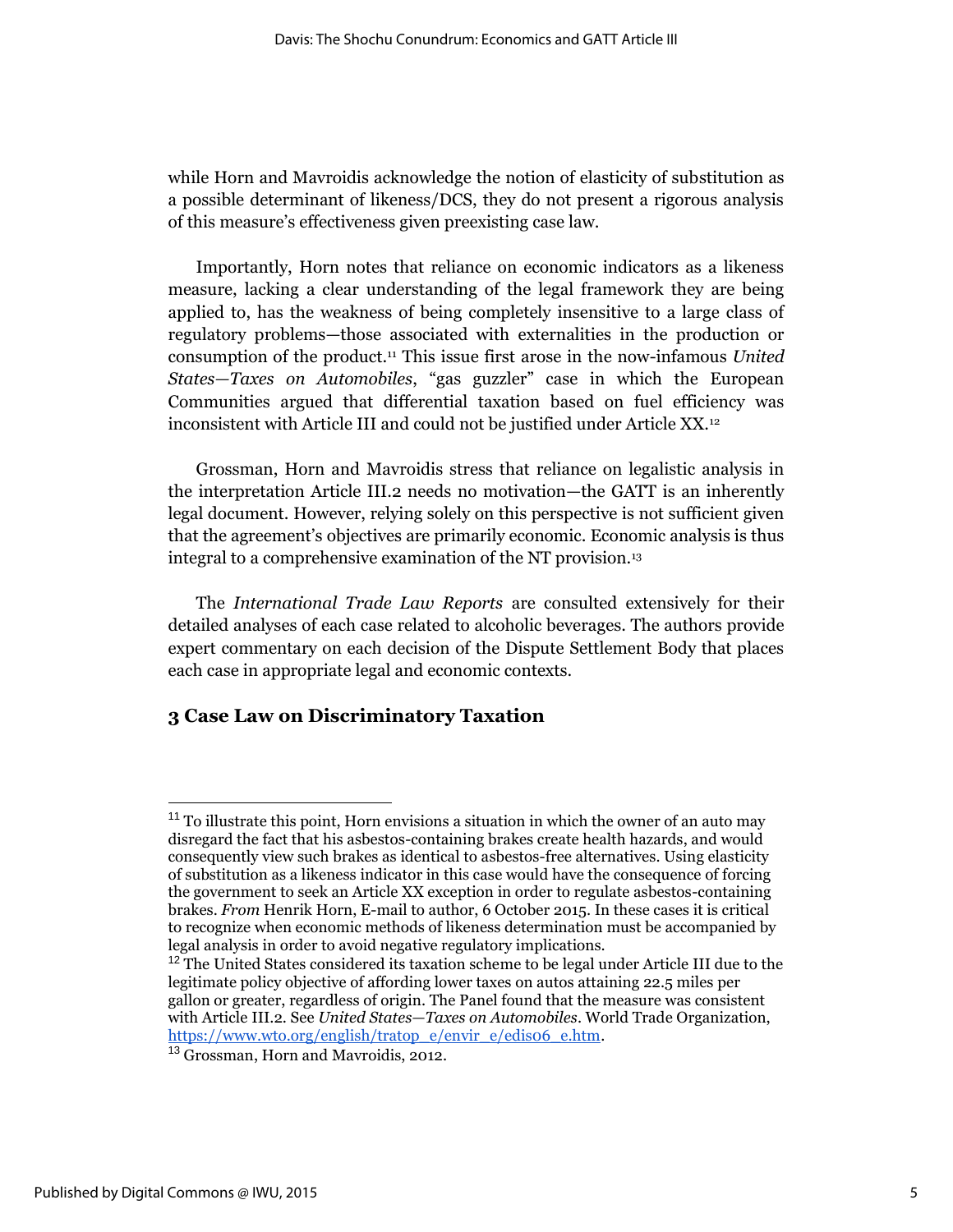while Horn and Mavroidis acknowledge the notion of elasticity of substitution as a possible determinant of likeness/DCS, they do not present a rigorous analysis of this measure's effectiveness given preexisting case law.

Importantly, Horn notes that reliance on economic indicators as a likeness measure, lacking a clear understanding of the legal framework they are being applied to, has the weakness of being completely insensitive to a large class of regulatory problems—those associated with externalities in the production or consumption of the product.[11] This issue first arose in the now-infamous *United States—Taxes on Automobiles*, "gas guzzler" case in which the European Communities argued that differential taxation based on fuel efficiency was inconsistent with Article III and could not be justified under Article XX.[12]

Grossman, Horn and Mavroidis stress that reliance on legalistic analysis in the interpretation Article III.2 needs no motivation—the GATT is an inherently legal document. However, relying solely on this perspective is not sufficient given that the agreement's objectives are primarily economic. Economic analysis is thus integral to a comprehensive examination of the NT provision.[13]

The *International Trade Law Reports* are consulted extensively for their detailed analyses of each case related to alcoholic beverages. The authors provide expert commentary on each decision of the Dispute Settlement Body that places each case in appropriate legal and economic contexts.

## 3 Case Law on Discriminatory Taxation

---

[11] To illustrate this point, Horn envisions a situation in which the owner of an auto may disregard the fact that his asbestos-containing brakes create health hazards, and would consequently view such brakes as identical to asbestos-free alternatives. Using elasticity of substitution as a likeness indicator in this case would have the consequence of forcing the government to seek an Article XX exception in order to regulate asbestos-containing brakes. *From* Henrik Horn, E-mail to author, 6 October 2015. In these cases it is critical to recognize when economic methods of likeness determination must be accompanied by legal analysis in order to avoid negative regulatory implications.

[12] The United States considered its taxation scheme to be legal under Article III due to the legitimate policy objective of affording lower taxes on autos attaining 22.5 miles per gallon or greater, regardless of origin. The Panel found that the measure was consistent with Article III.2. See *United States—Taxes on Automobiles*. World Trade Organization, https://www.wto.org/english/tratop_e/envir_e/edis06_e.htm.

[13] Grossman, Horn and Mavroidis, 2012.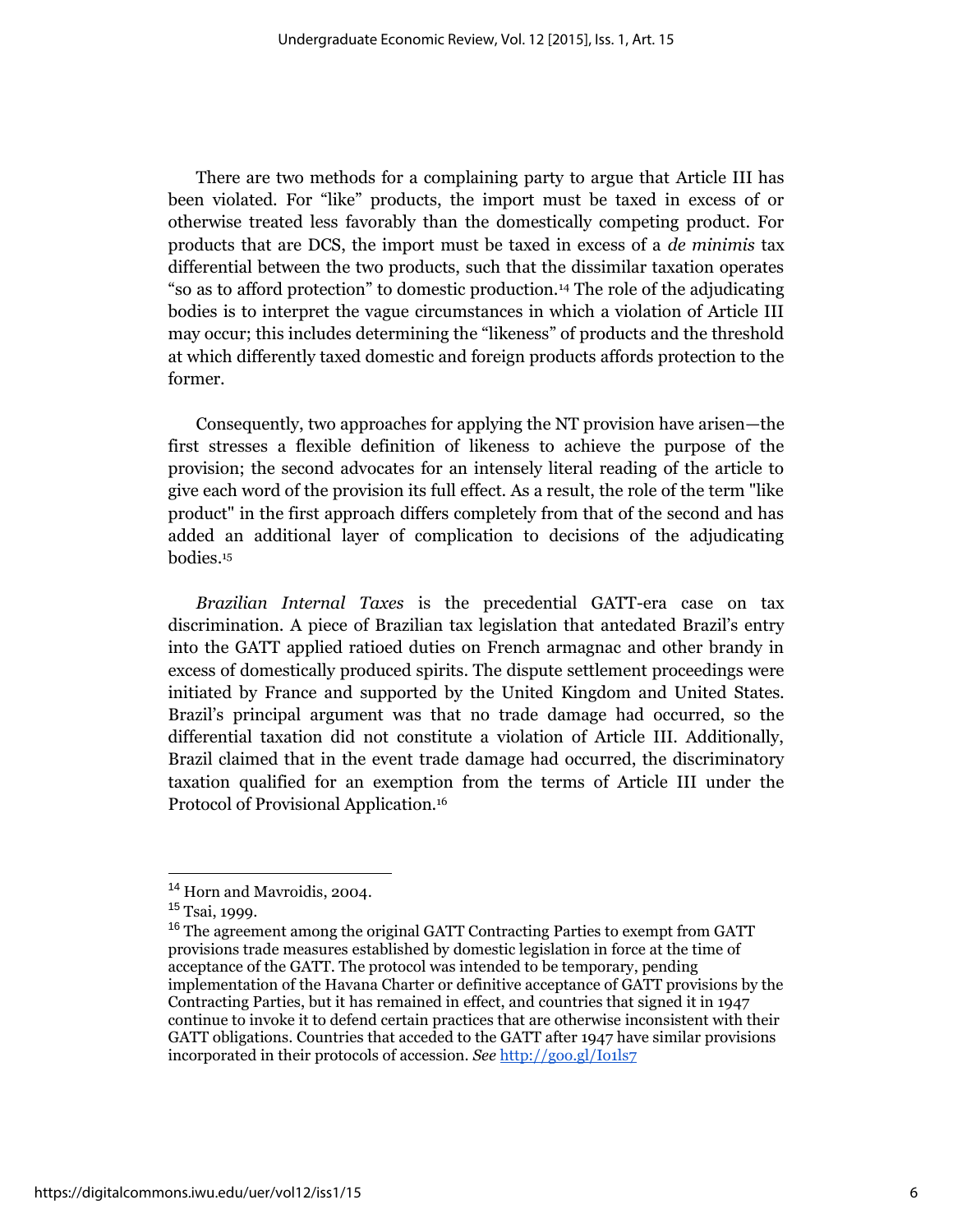There are two methods for a complaining party to argue that Article III has been violated. For "like" products, the import must be taxed in excess of or otherwise treated less favorably than the domestically competing product. For products that are DCS, the import must be taxed in excess of a *de minimis* tax differential between the two products, such that the dissimilar taxation operates "so as to afford protection" to domestic production.[14] The role of the adjudicating bodies is to interpret the vague circumstances in which a violation of Article III may occur; this includes determining the "likeness" of products and the threshold at which differently taxed domestic and foreign products affords protection to the former.

Consequently, two approaches for applying the NT provision have arisen—the first stresses a flexible definition of likeness to achieve the purpose of the provision; the second advocates for an intensely literal reading of the article to give each word of the provision its full effect. As a result, the role of the term "like product" in the first approach differs completely from that of the second and has added an additional layer of complication to decisions of the adjudicating bodies.[15]

*Brazilian Internal Taxes* is the precedential GATT-era case on tax discrimination. A piece of Brazilian tax legislation that antedated Brazil's entry into the GATT applied ratioed duties on French armagnac and other brandy in excess of domestically produced spirits. The dispute settlement proceedings were initiated by France and supported by the United Kingdom and United States. Brazil's principal argument was that no trade damage had occurred, so the differential taxation did not constitute a violation of Article III. Additionally, Brazil claimed that in the event trade damage had occurred, the discriminatory taxation qualified for an exemption from the terms of Article III under the Protocol of Provisional Application.[16]

---

[14] Horn and Mavroidis, 2004.

[15] Tsai, 1999.

[16] The agreement among the original GATT Contracting Parties to exempt from GATT provisions trade measures established by domestic legislation in force at the time of acceptance of the GATT. The protocol was intended to be temporary, pending implementation of the Havana Charter or definitive acceptance of GATT provisions by the Contracting Parties, but it has remained in effect, and countries that signed it in 1947 continue to invoke it to defend certain practices that are otherwise inconsistent with their GATT obligations. Countries that acceded to the GATT after 1947 have similar provisions incorporated in their protocols of accession. *See* http://goo.gl/I01ls7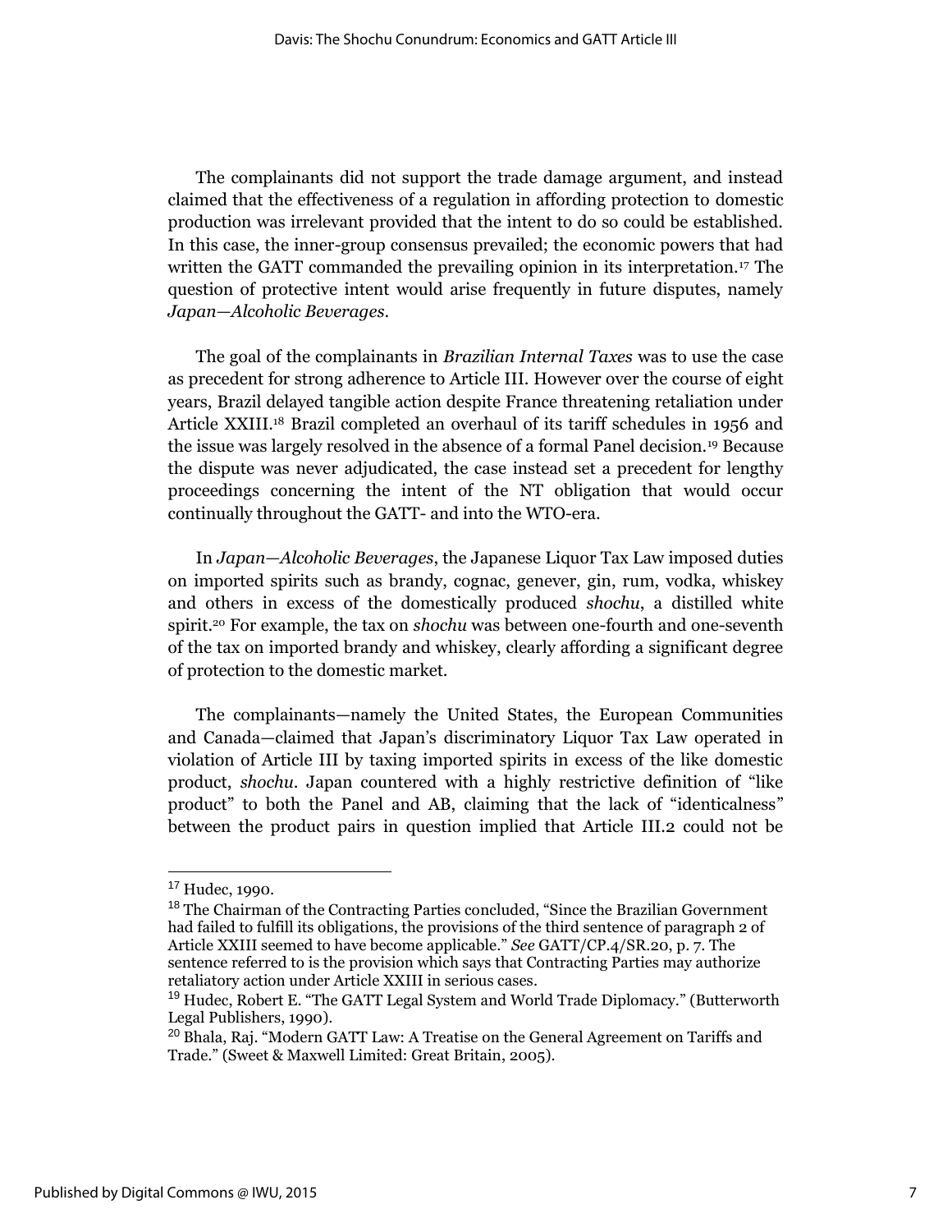The complainants did not support the trade damage argument, and instead claimed that the effectiveness of a regulation in affording protection to domestic production was irrelevant provided that the intent to do so could be established. In this case, the inner-group consensus prevailed; the economic powers that had written the GATT commanded the prevailing opinion in its interpretation.[17] The question of protective intent would arise frequently in future disputes, namely *Japan—Alcoholic Beverages*.

The goal of the complainants in *Brazilian Internal Taxes* was to use the case as precedent for strong adherence to Article III. However over the course of eight years, Brazil delayed tangible action despite France threatening retaliation under Article XXIII.[18] Brazil completed an overhaul of its tariff schedules in 1956 and the issue was largely resolved in the absence of a formal Panel decision.[19] Because the dispute was never adjudicated, the case instead set a precedent for lengthy proceedings concerning the intent of the NT obligation that would occur continually throughout the GATT- and into the WTO-era.

In *Japan—Alcoholic Beverages*, the Japanese Liquor Tax Law imposed duties on imported spirits such as brandy, cognac, genever, gin, rum, vodka, whiskey and others in excess of the domestically produced *shochu*, a distilled white spirit.[20] For example, the tax on *shochu* was between one-fourth and one-seventh of the tax on imported brandy and whiskey, clearly affording a significant degree of protection to the domestic market.

The complainants—namely the United States, the European Communities and Canada—claimed that Japan's discriminatory Liquor Tax Law operated in violation of Article III by taxing imported spirits in excess of the like domestic product, *shochu*. Japan countered with a highly restrictive definition of "like product" to both the Panel and AB, claiming that the lack of "identicalness" between the product pairs in question implied that Article III.2 could not be

---

[17] Hudec, 1990.

[18] The Chairman of the Contracting Parties concluded, "Since the Brazilian Government had failed to fulfill its obligations, the provisions of the third sentence of paragraph 2 of Article XXIII seemed to have become applicable." *See* GATT/CP.4/SR.20, p. 7. The sentence referred to is the provision which says that Contracting Parties may authorize retaliatory action under Article XXIII in serious cases.

[19] Hudec, Robert E. "The GATT Legal System and World Trade Diplomacy." (Butterworth Legal Publishers, 1990).

[20] Bhala, Raj. "Modern GATT Law: A Treatise on the General Agreement on Tariffs and Trade." (Sweet & Maxwell Limited: Great Britain, 2005).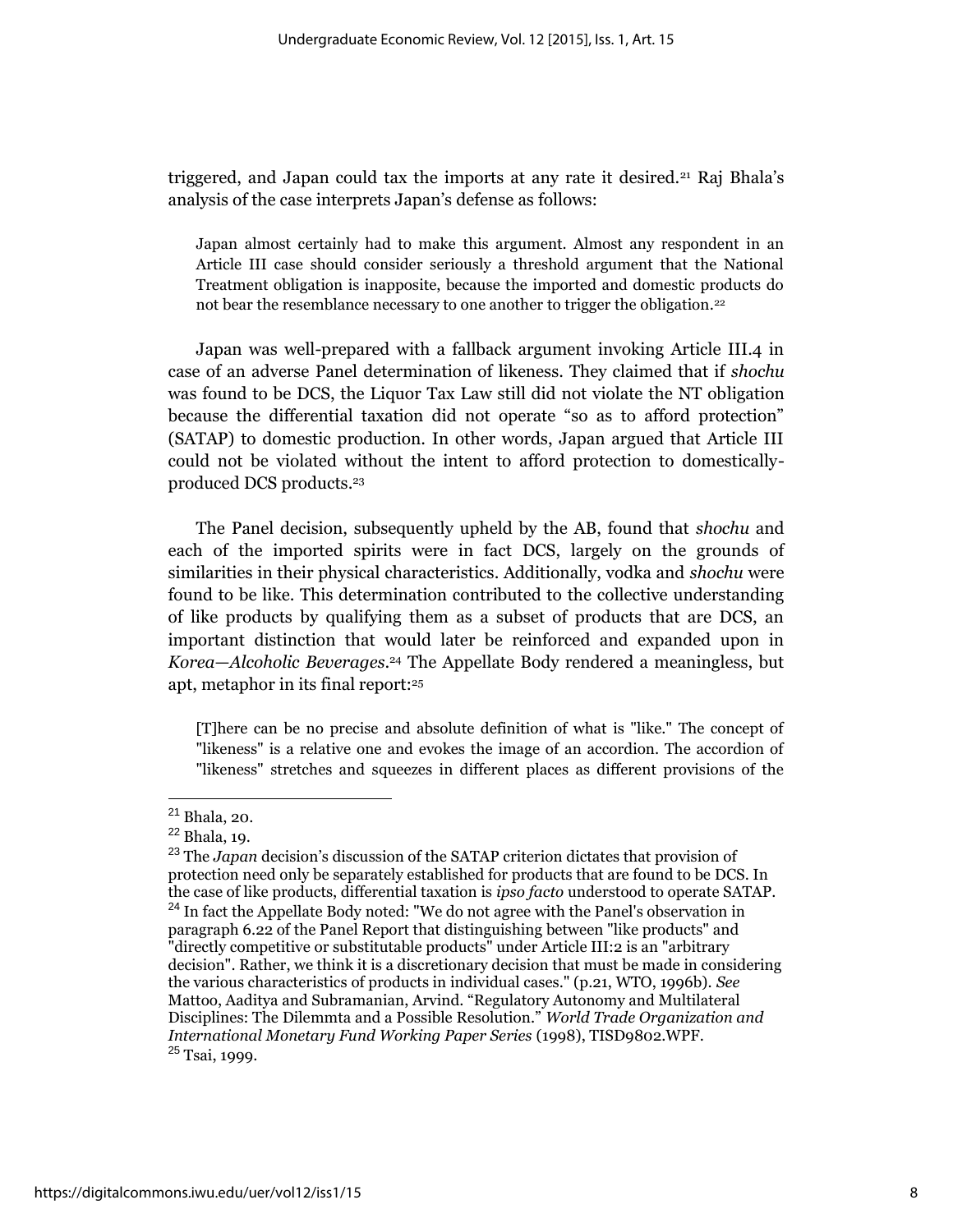triggered, and Japan could tax the imports at any rate it desired.[21] Raj Bhala's analysis of the case interprets Japan's defense as follows:

> Japan almost certainly had to make this argument. Almost any respondent in an Article III case should consider seriously a threshold argument that the National Treatment obligation is inapposite, because the imported and domestic products do not bear the resemblance necessary to one another to trigger the obligation.[22]

Japan was well-prepared with a fallback argument invoking Article III.4 in case of an adverse Panel determination of likeness. They claimed that if *shochu* was found to be DCS, the Liquor Tax Law still did not violate the NT obligation because the differential taxation did not operate "so as to afford protection" (SATAP) to domestic production. In other words, Japan argued that Article III could not be violated without the intent to afford protection to domestically-produced DCS products.[23]

The Panel decision, subsequently upheld by the AB, found that *shochu* and each of the imported spirits were in fact DCS, largely on the grounds of similarities in their physical characteristics. Additionally, vodka and *shochu* were found to be like. This determination contributed to the collective understanding of like products by qualifying them as a subset of products that are DCS, an important distinction that would later be reinforced and expanded upon in *Korea—Alcoholic Beverages*.[24] The Appellate Body rendered a meaningless, but apt, metaphor in its final report:[25]

> [T]here can be no precise and absolute definition of what is "like." The concept of "likeness" is a relative one and evokes the image of an accordion. The accordion of "likeness" stretches and squeezes in different places as different provisions of the

---

[21] Bhala, 20.

[22] Bhala, 19.

[23] The *Japan* decision's discussion of the SATAP criterion dictates that provision of protection need only be separately established for products that are found to be DCS. In the case of like products, differential taxation is *ipso facto* understood to operate SATAP.

[24] In fact the Appellate Body noted: "We do not agree with the Panel's observation in paragraph 6.22 of the Panel Report that distinguishing between "like products" and "directly competitive or substitutable products" under Article III:2 is an "arbitrary decision". Rather, we think it is a discretionary decision that must be made in considering the various characteristics of products in individual cases." (p.21, WTO, 1996b). *See* Mattoo, Aaditya and Subramanian, Arvind. "Regulatory Autonomy and Multilateral Disciplines: The Dilemmta and a Possible Resolution." *World Trade Organization and International Monetary Fund Working Paper Series* (1998), TISD9802.WPF.

[25] Tsai, 1999.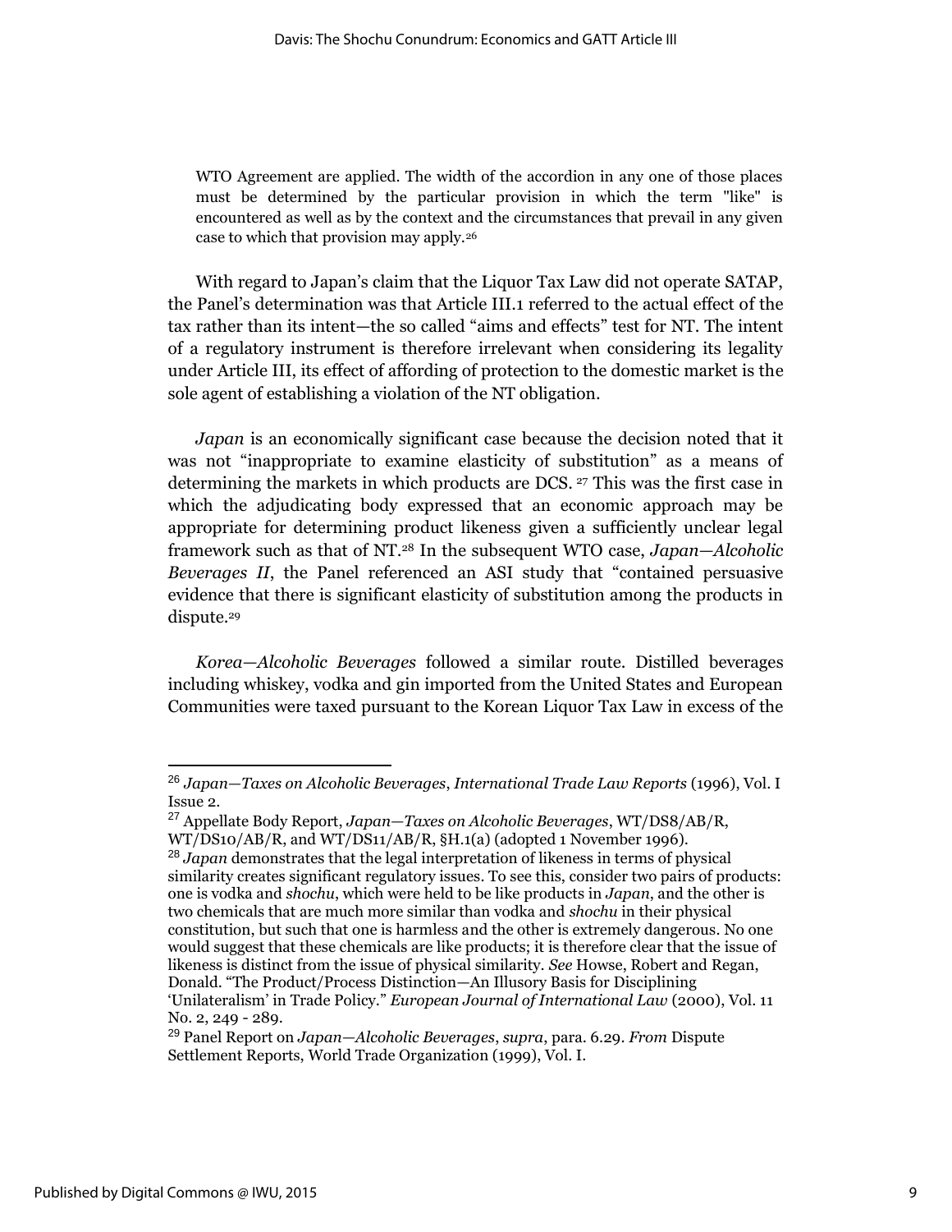> WTO Agreement are applied. The width of the accordion in any one of those places must be determined by the particular provision in which the term "like" is encountered as well as by the context and the circumstances that prevail in any given case to which that provision may apply.[26]

With regard to Japan's claim that the Liquor Tax Law did not operate SATAP, the Panel's determination was that Article III.1 referred to the actual effect of the tax rather than its intent—the so called "aims and effects" test for NT. The intent of a regulatory instrument is therefore irrelevant when considering its legality under Article III, its effect of affording of protection to the domestic market is the sole agent of establishing a violation of the NT obligation.

*Japan* is an economically significant case because the decision noted that it was not "inappropriate to examine elasticity of substitution" as a means of determining the markets in which products are DCS.[27] This was the first case in which the adjudicating body expressed that an economic approach may be appropriate for determining product likeness given a sufficiently unclear legal framework such as that of NT.[28] In the subsequent WTO case, *Japan—Alcoholic Beverages II*, the Panel referenced an ASI study that "contained persuasive evidence that there is significant elasticity of substitution among the products in dispute.[29]

*Korea—Alcoholic Beverages* followed a similar route. Distilled beverages including whiskey, vodka and gin imported from the United States and European Communities were taxed pursuant to the Korean Liquor Tax Law in excess of the

---

[26] *Japan—Taxes on Alcoholic Beverages*, *International Trade Law Reports* (1996), Vol. I Issue 2.

[27] Appellate Body Report, *Japan—Taxes on Alcoholic Beverages*, WT/DS8/AB/R, WT/DS10/AB/R, and WT/DS11/AB/R, §H.1(a) (adopted 1 November 1996).

[28] *Japan* demonstrates that the legal interpretation of likeness in terms of physical similarity creates significant regulatory issues. To see this, consider two pairs of products: one is vodka and *shochu*, which were held to be like products in *Japan*, and the other is two chemicals that are much more similar than vodka and *shochu* in their physical constitution, but such that one is harmless and the other is extremely dangerous. No one would suggest that these chemicals are like products; it is therefore clear that the issue of likeness is distinct from the issue of physical similarity. *See* Howse, Robert and Regan, Donald. "The Product/Process Distinction—An Illusory Basis for Disciplining 'Unilateralism' in Trade Policy." *European Journal of International Law* (2000), Vol. 11 No. 2, 249 - 289.

[29] Panel Report on *Japan—Alcoholic Beverages*, *supra*, para. 6.29. *From* Dispute Settlement Reports, World Trade Organization (1999), Vol. I.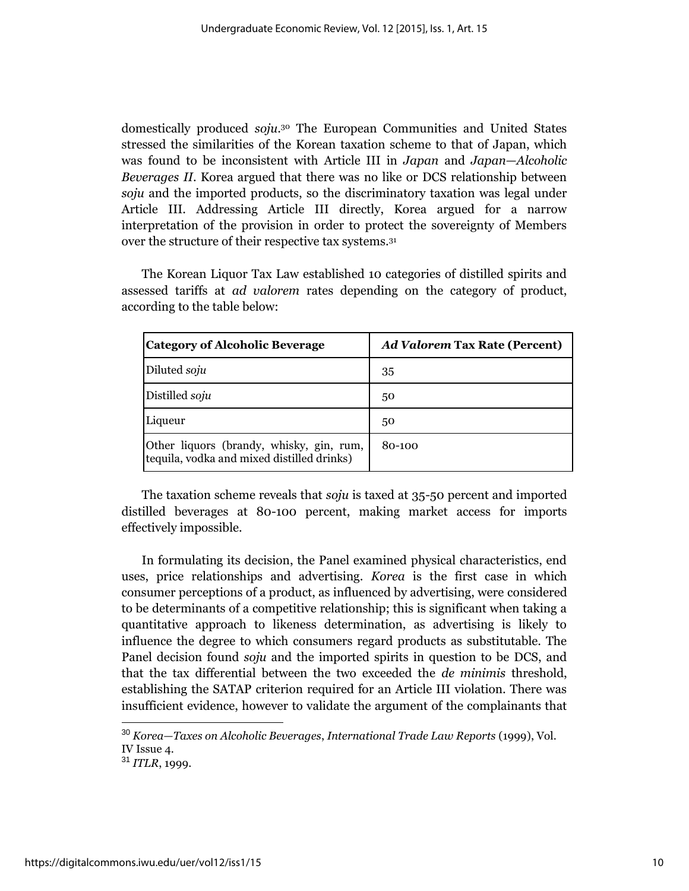domestically produced *soju*.[30] The European Communities and United States stressed the similarities of the Korean taxation scheme to that of Japan, which was found to be inconsistent with Article III in *Japan* and *Japan—Alcoholic Beverages II*. Korea argued that there was no like or DCS relationship between *soju* and the imported products, so the discriminatory taxation was legal under Article III. Addressing Article III directly, Korea argued for a narrow interpretation of the provision in order to protect the sovereignty of Members over the structure of their respective tax systems.[31]

The Korean Liquor Tax Law established 10 categories of distilled spirits and assessed tariffs at *ad valorem* rates depending on the category of product, according to the table below:

| **Category of Alcoholic Beverage** | ***Ad Valorem* Tax Rate (Percent)** |
|---|---|
| Diluted *soju* | 35 |
| Distilled *soju* | 50 |
| Liqueur | 50 |
| Other liquors (brandy, whisky, gin, rum, tequila, vodka and mixed distilled drinks) | 80-100 |

The taxation scheme reveals that *soju* is taxed at 35-50 percent and imported distilled beverages at 80-100 percent, making market access for imports effectively impossible.

In formulating its decision, the Panel examined physical characteristics, end uses, price relationships and advertising. *Korea* is the first case in which consumer perceptions of a product, as influenced by advertising, were considered to be determinants of a competitive relationship; this is significant when taking a quantitative approach to likeness determination, as advertising is likely to influence the degree to which consumers regard products as substitutable. The Panel decision found *soju* and the imported spirits in question to be DCS, and that the tax differential between the two exceeded the *de minimis* threshold, establishing the SATAP criterion required for an Article III violation. There was insufficient evidence, however to validate the argument of the complainants that

---

[30] *Korea—Taxes on Alcoholic Beverages*, *International Trade Law Reports* (1999), Vol. IV Issue 4.

[31] *ITLR*, 1999.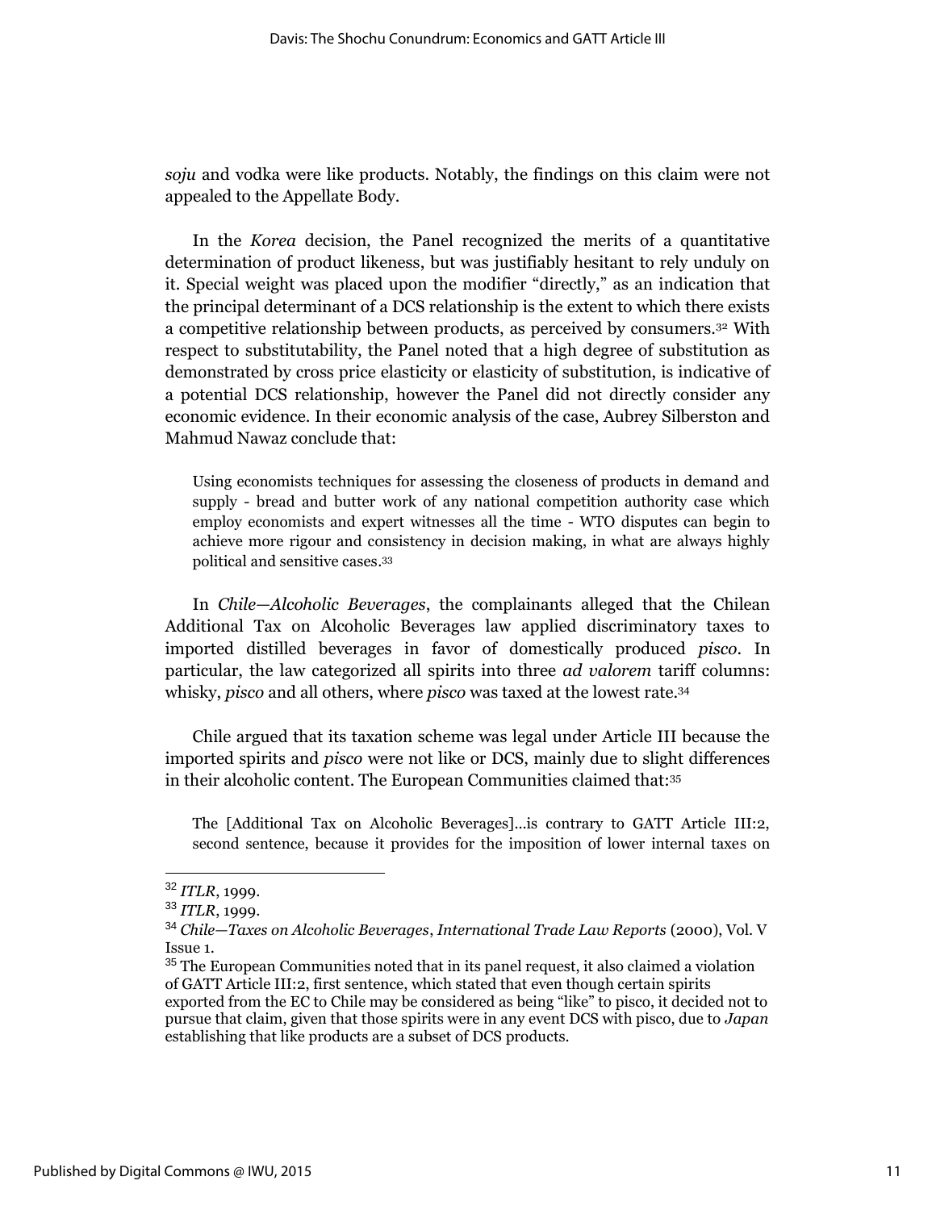*soju* and vodka were like products. Notably, the findings on this claim were not appealed to the Appellate Body.

In the *Korea* decision, the Panel recognized the merits of a quantitative determination of product likeness, but was justifiably hesitant to rely unduly on it. Special weight was placed upon the modifier "directly," as an indication that the principal determinant of a DCS relationship is the extent to which there exists a competitive relationship between products, as perceived by consumers.[32] With respect to substitutability, the Panel noted that a high degree of substitution as demonstrated by cross price elasticity or elasticity of substitution, is indicative of a potential DCS relationship, however the Panel did not directly consider any economic evidence. In their economic analysis of the case, Aubrey Silberston and Mahmud Nawaz conclude that:

> Using economists techniques for assessing the closeness of products in demand and supply - bread and butter work of any national competition authority case which employ economists and expert witnesses all the time - WTO disputes can begin to achieve more rigour and consistency in decision making, in what are always highly political and sensitive cases.[33]

In *Chile—Alcoholic Beverages*, the complainants alleged that the Chilean Additional Tax on Alcoholic Beverages law applied discriminatory taxes to imported distilled beverages in favor of domestically produced *pisco*. In particular, the law categorized all spirits into three *ad valorem* tariff columns: whisky, *pisco* and all others, where *pisco* was taxed at the lowest rate.[34]

Chile argued that its taxation scheme was legal under Article III because the imported spirits and *pisco* were not like or DCS, mainly due to slight differences in their alcoholic content. The European Communities claimed that:[35]

> The [Additional Tax on Alcoholic Beverages]…is contrary to GATT Article III:2, second sentence, because it provides for the imposition of lower internal taxes on

---

[32] *ITLR*, 1999.

[33] *ITLR*, 1999.

[34] *Chile—Taxes on Alcoholic Beverages*, *International Trade Law Reports* (2000), Vol. V Issue 1.

[35] The European Communities noted that in its panel request, it also claimed a violation of GATT Article III:2, first sentence, which stated that even though certain spirits exported from the EC to Chile may be considered as being "like" to pisco, it decided not to pursue that claim, given that those spirits were in any event DCS with pisco, due to *Japan* establishing that like products are a subset of DCS products.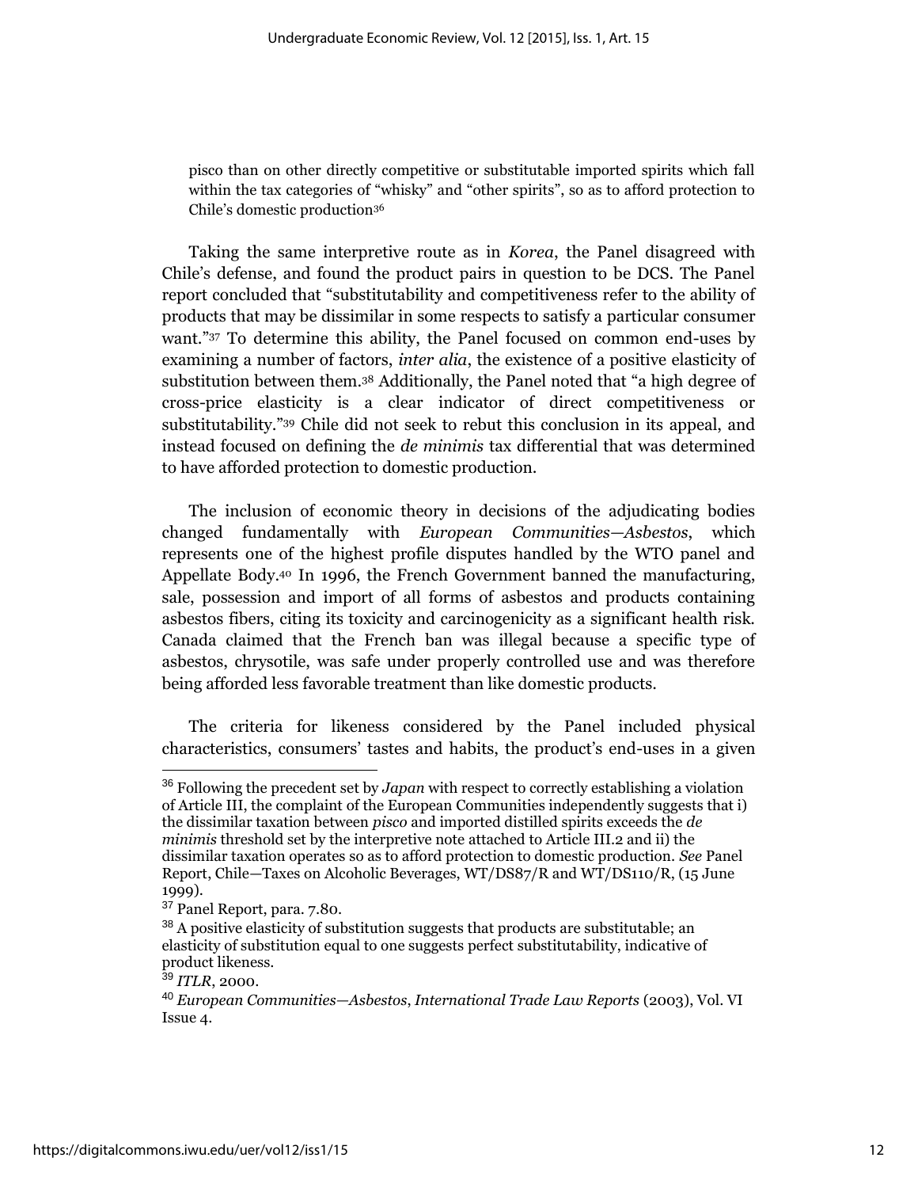pisco than on other directly competitive or substitutable imported spirits which fall within the tax categories of "whisky" and "other spirits", so as to afford protection to Chile's domestic production[36]

Taking the same interpretive route as in *Korea*, the Panel disagreed with Chile's defense, and found the product pairs in question to be DCS. The Panel report concluded that "substitutability and competitiveness refer to the ability of products that may be dissimilar in some respects to satisfy a particular consumer want."[37] To determine this ability, the Panel focused on common end-uses by examining a number of factors, *inter alia*, the existence of a positive elasticity of substitution between them.[38] Additionally, the Panel noted that "a high degree of cross-price elasticity is a clear indicator of direct competitiveness or substitutability."[39] Chile did not seek to rebut this conclusion in its appeal, and instead focused on defining the *de minimis* tax differential that was determined to have afforded protection to domestic production.

The inclusion of economic theory in decisions of the adjudicating bodies changed fundamentally with *European Communities—Asbestos*, which represents one of the highest profile disputes handled by the WTO panel and Appellate Body.[40] In 1996, the French Government banned the manufacturing, sale, possession and import of all forms of asbestos and products containing asbestos fibers, citing its toxicity and carcinogenicity as a significant health risk. Canada claimed that the French ban was illegal because a specific type of asbestos, chrysotile, was safe under properly controlled use and was therefore being afforded less favorable treatment than like domestic products.

The criteria for likeness considered by the Panel included physical characteristics, consumers' tastes and habits, the product's end-uses in a given

---

[36] Following the precedent set by *Japan* with respect to correctly establishing a violation of Article III, the complaint of the European Communities independently suggests that i) the dissimilar taxation between *pisco* and imported distilled spirits exceeds the *de minimis* threshold set by the interpretive note attached to Article III.2 and ii) the dissimilar taxation operates so as to afford protection to domestic production. *See* Panel Report, Chile—Taxes on Alcoholic Beverages, WT/DS87/R and WT/DS110/R, (15 June 1999).

[37] Panel Report, para. 7.80.

[38] A positive elasticity of substitution suggests that products are substitutable; an elasticity of substitution equal to one suggests perfect substitutability, indicative of product likeness.

[39] *ITLR*, 2000.

[40] *European Communities—Asbestos*, *International Trade Law Reports* (2003), Vol. VI Issue 4.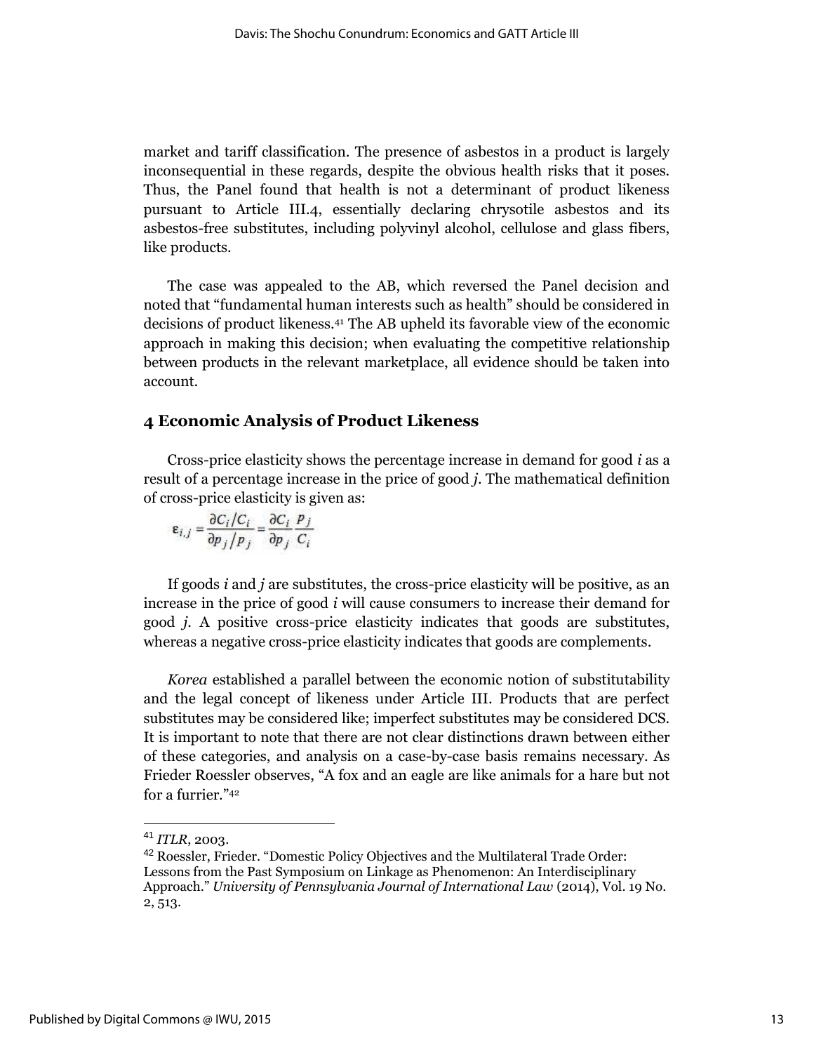market and tariff classification. The presence of asbestos in a product is largely inconsequential in these regards, despite the obvious health risks that it poses. Thus, the Panel found that health is not a determinant of product likeness pursuant to Article III.4, essentially declaring chrysotile asbestos and its asbestos-free substitutes, including polyvinyl alcohol, cellulose and glass fibers, like products.

The case was appealed to the AB, which reversed the Panel decision and noted that "fundamental human interests such as health" should be considered in decisions of product likeness.[41] The AB upheld its favorable view of the economic approach in making this decision; when evaluating the competitive relationship between products in the relevant marketplace, all evidence should be taken into account.

## 4 Economic Analysis of Product Likeness

Cross-price elasticity shows the percentage increase in demand for good *i* as a result of a percentage increase in the price of good *j*. The mathematical definition of cross-price elasticity is given as:

$$\varepsilon_{i,j} = \frac{\partial C_i / C_i}{\partial p_j / p_j} = \frac{\partial C_i}{\partial p_j} \frac{p_j}{C_i}$$

If goods *i* and *j* are substitutes, the cross-price elasticity will be positive, as an increase in the price of good *i* will cause consumers to increase their demand for good *j*. A positive cross-price elasticity indicates that goods are substitutes, whereas a negative cross-price elasticity indicates that goods are complements.

*Korea* established a parallel between the economic notion of substitutability and the legal concept of likeness under Article III. Products that are perfect substitutes may be considered like; imperfect substitutes may be considered DCS. It is important to note that there are not clear distinctions drawn between either of these categories, and analysis on a case-by-case basis remains necessary. As Frieder Roessler observes, "A fox and an eagle are like animals for a hare but not for a furrier."[42]

---

[41] *ITLR*, 2003.

[42] Roessler, Frieder. "Domestic Policy Objectives and the Multilateral Trade Order: Lessons from the Past Symposium on Linkage as Phenomenon: An Interdisciplinary Approach." *University of Pennsylvania Journal of International Law* (2014), Vol. 19 No. 2, 513.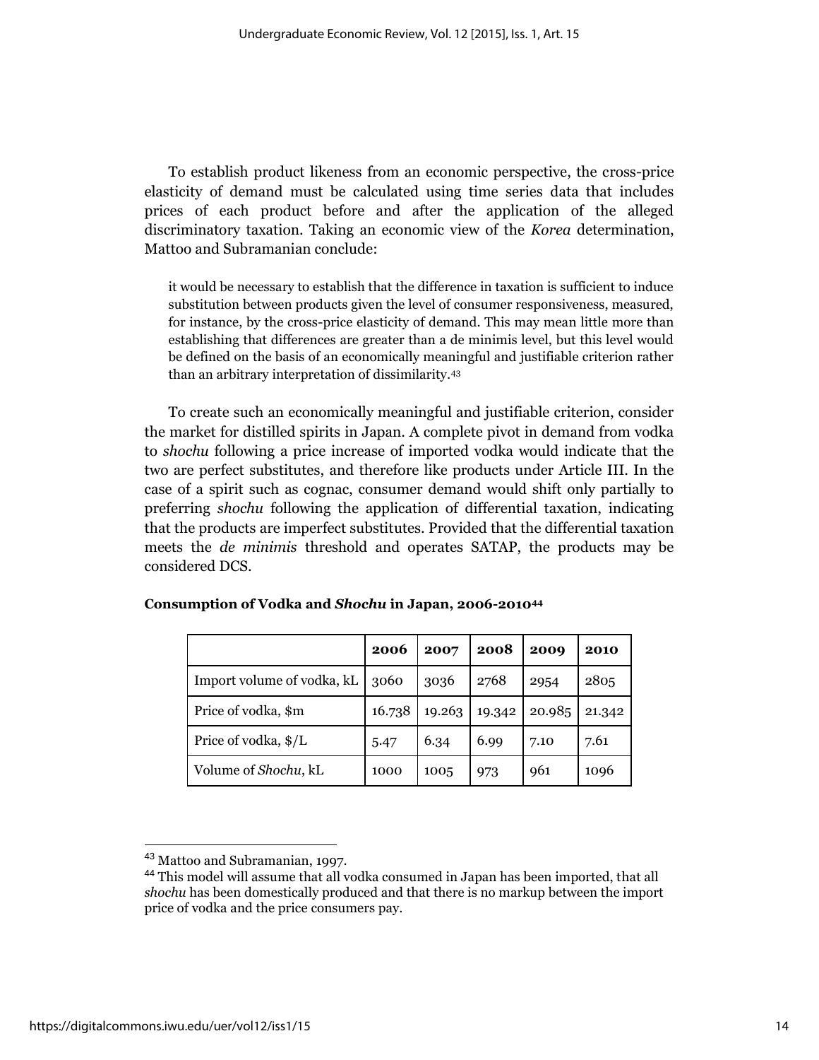To establish product likeness from an economic perspective, the cross-price elasticity of demand must be calculated using time series data that includes prices of each product before and after the application of the alleged discriminatory taxation. Taking an economic view of the *Korea* determination, Mattoo and Subramanian conclude:

> it would be necessary to establish that the difference in taxation is sufficient to induce substitution between products given the level of consumer responsiveness, measured, for instance, by the cross-price elasticity of demand. This may mean little more than establishing that differences are greater than a de minimis level, but this level would be defined on the basis of an economically meaningful and justifiable criterion rather than an arbitrary interpretation of dissimilarity.[43]

To create such an economically meaningful and justifiable criterion, consider the market for distilled spirits in Japan. A complete pivot in demand from vodka to *shochu* following a price increase of imported vodka would indicate that the two are perfect substitutes, and therefore like products under Article III. In the case of a spirit such as cognac, consumer demand would shift only partially to preferring *shochu* following the application of differential taxation, indicating that the products are imperfect substitutes. Provided that the differential taxation meets the *de minimis* threshold and operates SATAP, the products may be considered DCS.

**Consumption of Vodka and *Shochu* in Japan, 2006-2010[44]**

| | 2006 | 2007 | 2008 | 2009 | 2010 |
|---|---|---|---|---|---|
| Import volume of vodka, kL | 3060 | 3036 | 2768 | 2954 | 2805 |
| Price of vodka, \$m | 16.738 | 19.263 | 19.342 | 20.985 | 21.342 |
| Price of vodka, \$/L | 5.47 | 6.34 | 6.99 | 7.10 | 7.61 |
| Volume of *Shochu*, kL | 1000 | 1005 | 973 | 961 | 1096 |

---

[43] Mattoo and Subramanian, 1997.

[44] This model will assume that all vodka consumed in Japan has been imported, that all *shochu* has been domestically produced and that there is no markup between the import price of vodka and the price consumers pay.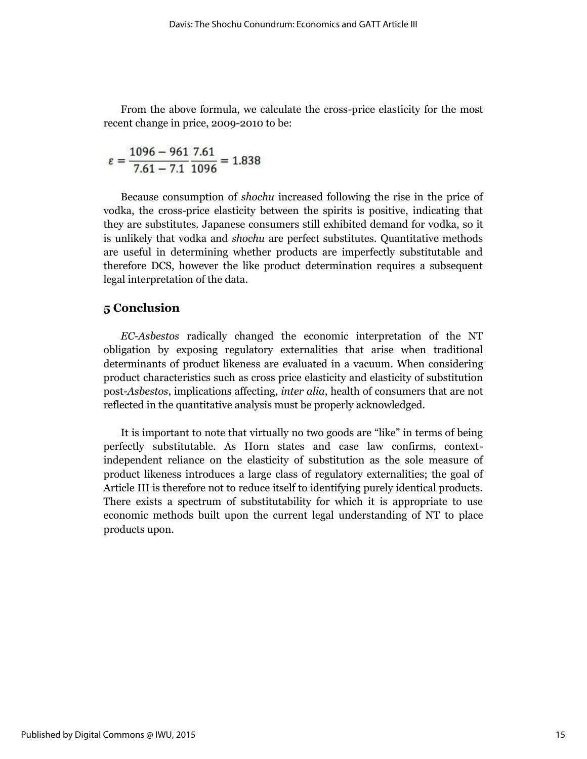From the above formula, we calculate the cross-price elasticity for the most recent change in price, 2009-2010 to be:

$$\varepsilon = \frac{1096 - 961}{7.61 - 7.1}\frac{7.61}{1096} = 1.838$$

Because consumption of *shochu* increased following the rise in the price of vodka, the cross-price elasticity between the spirits is positive, indicating that they are substitutes. Japanese consumers still exhibited demand for vodka, so it is unlikely that vodka and *shochu* are perfect substitutes. Quantitative methods are useful in determining whether products are imperfectly substitutable and therefore DCS, however the like product determination requires a subsequent legal interpretation of the data.

## 5 Conclusion

*EC-Asbestos* radically changed the economic interpretation of the NT obligation by exposing regulatory externalities that arise when traditional determinants of product likeness are evaluated in a vacuum. When considering product characteristics such as cross price elasticity and elasticity of substitution post-*Asbestos*, implications affecting, *inter alia*, health of consumers that are not reflected in the quantitative analysis must be properly acknowledged.

It is important to note that virtually no two goods are "like" in terms of being perfectly substitutable. As Horn states and case law confirms, context-independent reliance on the elasticity of substitution as the sole measure of product likeness introduces a large class of regulatory externalities; the goal of Article III is therefore not to reduce itself to identifying purely identical products. There exists a spectrum of substitutability for which it is appropriate to use economic methods built upon the current legal understanding of NT to place products upon.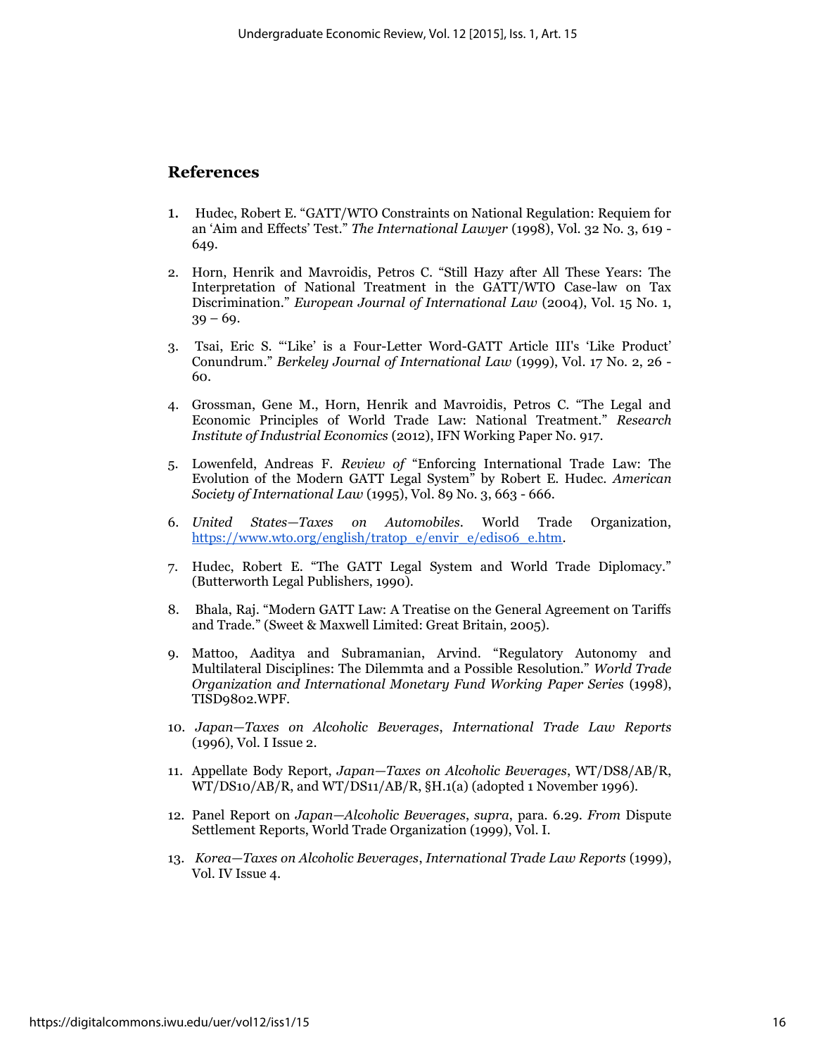## References

1. Hudec, Robert E. "GATT/WTO Constraints on National Regulation: Requiem for an 'Aim and Effects' Test." *The International Lawyer* (1998), Vol. 32 No. 3, 619 - 649.

2. Horn, Henrik and Mavroidis, Petros C. "Still Hazy after All These Years: The Interpretation of National Treatment in the GATT/WTO Case-law on Tax Discrimination." *European Journal of International Law* (2004), Vol. 15 No. 1, 39 – 69.

3. Tsai, Eric S. "'Like' is a Four-Letter Word-GATT Article III's 'Like Product' Conundrum." *Berkeley Journal of International Law* (1999), Vol. 17 No. 2, 26 - 60.

4. Grossman, Gene M., Horn, Henrik and Mavroidis, Petros C. "The Legal and Economic Principles of World Trade Law: National Treatment." *Research Institute of Industrial Economics* (2012), IFN Working Paper No. 917.

5. Lowenfeld, Andreas F. *Review of* "Enforcing International Trade Law: The Evolution of the Modern GATT Legal System" by Robert E. Hudec. *American Society of International Law* (1995), Vol. 89 No. 3, 663 - 666.

6. *United States—Taxes on Automobiles*. World Trade Organization, https://www.wto.org/english/tratop_e/envir_e/edis06_e.htm.

7. Hudec, Robert E. "The GATT Legal System and World Trade Diplomacy." (Butterworth Legal Publishers, 1990).

8. Bhala, Raj. "Modern GATT Law: A Treatise on the General Agreement on Tariffs and Trade." (Sweet & Maxwell Limited: Great Britain, 2005).

9. Mattoo, Aaditya and Subramanian, Arvind. "Regulatory Autonomy and Multilateral Disciplines: The Dilemmta and a Possible Resolution." *World Trade Organization and International Monetary Fund Working Paper Series* (1998), TISD9802.WPF.

10. *Japan—Taxes on Alcoholic Beverages*, *International Trade Law Reports* (1996), Vol. I Issue 2.

11. Appellate Body Report, *Japan—Taxes on Alcoholic Beverages*, WT/DS8/AB/R, WT/DS10/AB/R, and WT/DS11/AB/R, §H.1(a) (adopted 1 November 1996).

12. Panel Report on *Japan—Alcoholic Beverages*, *supra*, para. 6.29. *From* Dispute Settlement Reports, World Trade Organization (1999), Vol. I.

13. *Korea—Taxes on Alcoholic Beverages*, *International Trade Law Reports* (1999), Vol. IV Issue 4.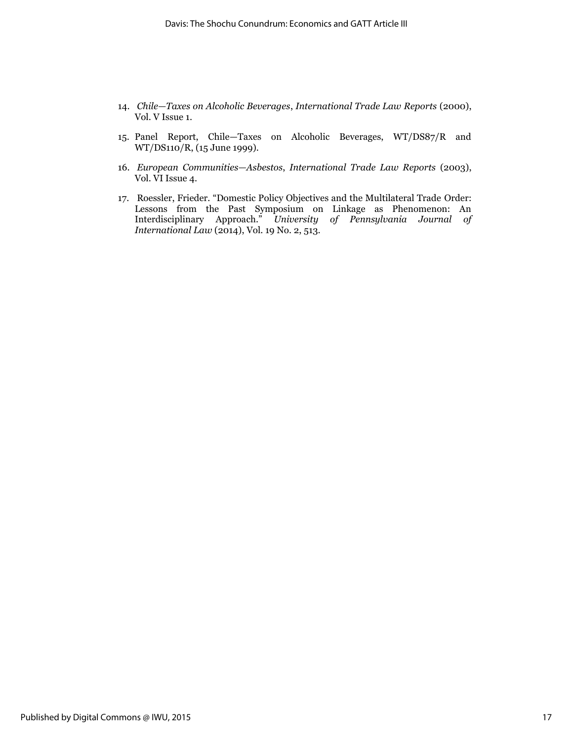14. *Chile—Taxes on Alcoholic Beverages*, *International Trade Law Reports* (2000), Vol. V Issue 1.

15. Panel Report, Chile—Taxes on Alcoholic Beverages, WT/DS87/R and WT/DS110/R, (15 June 1999).

16. *European Communities—Asbestos*, *International Trade Law Reports* (2003), Vol. VI Issue 4.

17. Roessler, Frieder. "Domestic Policy Objectives and the Multilateral Trade Order: Lessons from the Past Symposium on Linkage as Phenomenon: An Interdisciplinary Approach." *University of Pennsylvania Journal of International Law* (2014), Vol. 19 No. 2, 513.